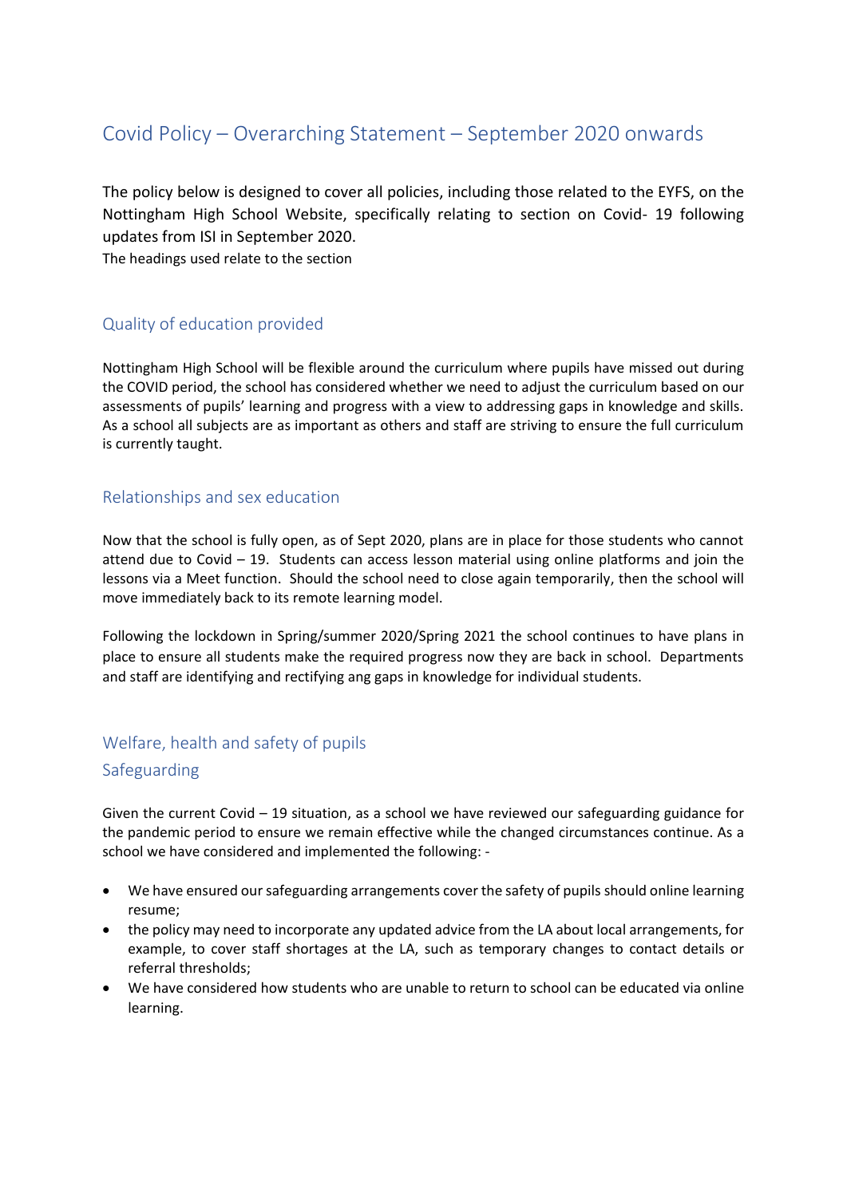# Covid Policy – Overarching Statement – September 2020 onwards

The policy below is designed to cover all policies, including those related to the EYFS, on the Nottingham High School Website, specifically relating to section on Covid- 19 following updates from ISI in September 2020.
The headings used relate to the section

## Quality of education provided

Nottingham High School will be flexible around the curriculum where pupils have missed out during the COVID period, the school has considered whether we need to adjust the curriculum based on our assessments of pupils' learning and progress with a view to addressing gaps in knowledge and skills. As a school all subjects are as important as others and staff are striving to ensure the full curriculum is currently taught.

## Relationships and sex education

Now that the school is fully open, as of Sept 2020, plans are in place for those students who cannot attend due to Covid – 19. Students can access lesson material using online platforms and join the lessons via a Meet function. Should the school need to close again temporarily, then the school will move immediately back to its remote learning model.

Following the lockdown in Spring/summer 2020/Spring 2021 the school continues to have plans in place to ensure all students make the required progress now they are back in school. Departments and staff are identifying and rectifying ang gaps in knowledge for individual students.

## Welfare, health and safety of pupils

## Safeguarding

Given the current Covid – 19 situation, as a school we have reviewed our safeguarding guidance for the pandemic period to ensure we remain effective while the changed circumstances continue. As a school we have considered and implemented the following: -

- We have ensured our safeguarding arrangements cover the safety of pupils should online learning resume;
- the policy may need to incorporate any updated advice from the LA about local arrangements, for example, to cover staff shortages at the LA, such as temporary changes to contact details or referral thresholds;
- We have considered how students who are unable to return to school can be educated via online learning.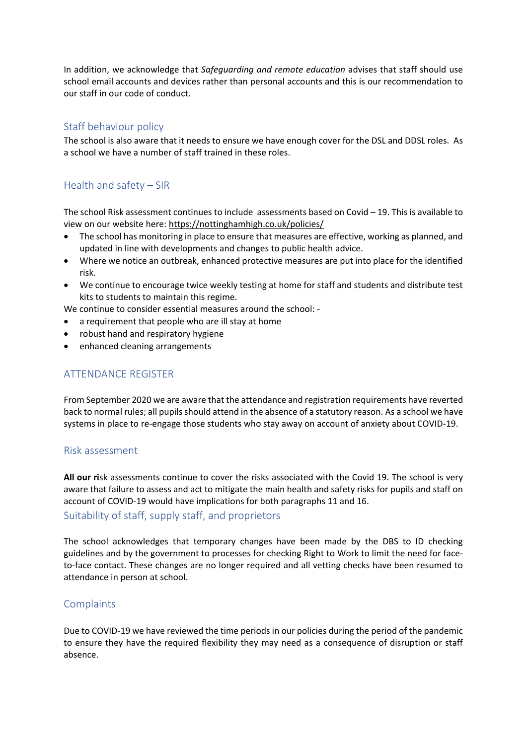In addition, we acknowledge that *Safeguarding and remote education* advises that staff should use school email accounts and devices rather than personal accounts and this is our recommendation to our staff in our code of conduct.

## Staff behaviour policy

The school is also aware that it needs to ensure we have enough cover for the DSL and DDSL roles. As a school we have a number of staff trained in these roles.

## Health and safety – SIR

The school Risk assessment continues to include assessments based on Covid – 19. This is available to view on our website here: https://nottinghamhigh.co.uk/policies/

- The school has monitoring in place to ensure that measures are effective, working as planned, and updated in line with developments and changes to public health advice.
- Where we notice an outbreak, enhanced protective measures are put into place for the identified risk.
- We continue to encourage twice weekly testing at home for staff and students and distribute test kits to students to maintain this regime.

We continue to consider essential measures around the school: -

- a requirement that people who are ill stay at home
- robust hand and respiratory hygiene
- enhanced cleaning arrangements

## ATTENDANCE REGISTER

From September 2020 we are aware that the attendance and registration requirements have reverted back to normal rules; all pupils should attend in the absence of a statutory reason. As a school we have systems in place to re-engage those students who stay away on account of anxiety about COVID-19.

## Risk assessment

**All our ri**sk assessments continue to cover the risks associated with the Covid 19. The school is very aware that failure to assess and act to mitigate the main health and safety risks for pupils and staff on account of COVID-19 would have implications for both paragraphs 11 and 16.

## Suitability of staff, supply staff, and proprietors

The school acknowledges that temporary changes have been made by the DBS to ID checking guidelines and by the government to processes for checking Right to Work to limit the need for face-to-face contact. These changes are no longer required and all vetting checks have been resumed to attendance in person at school.

## Complaints

Due to COVID-19 we have reviewed the time periods in our policies during the period of the pandemic to ensure they have the required flexibility they may need as a consequence of disruption or staff absence.